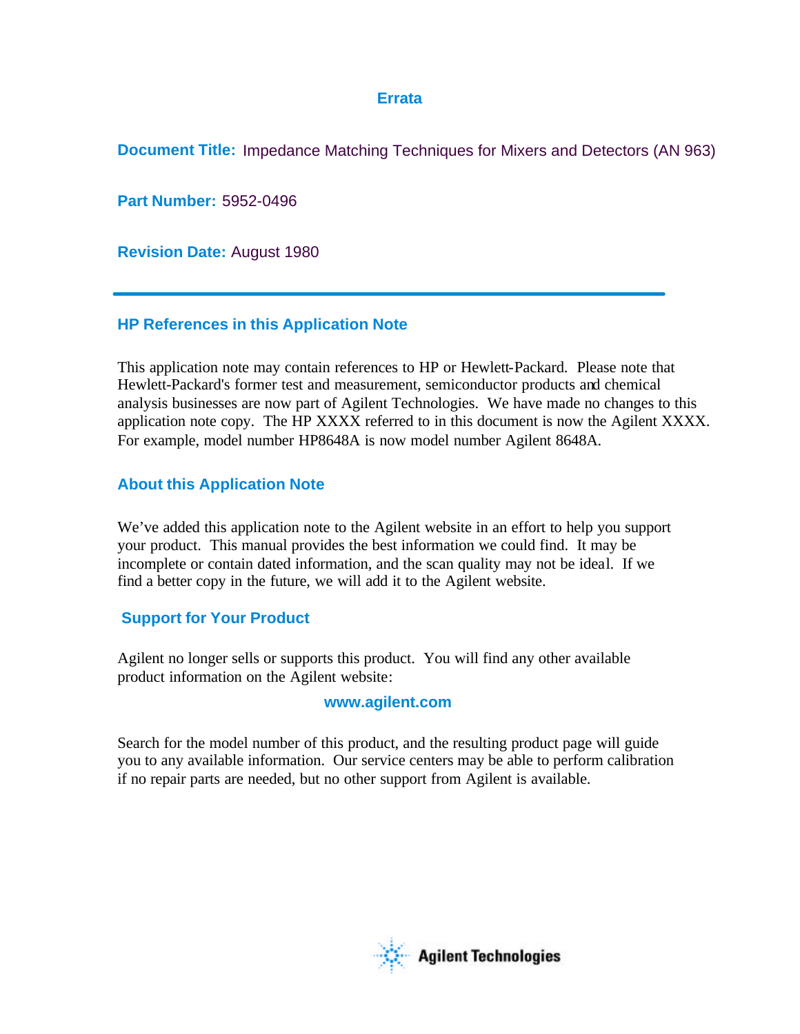# Errata

**Document Title:** Impedance Matching Techniques for Mixers and Detectors (AN 963)

**Part Number:** 5952-0496

**Revision Date:** August 1980

---

## HP References in this Application Note

This application note may contain references to HP or Hewlett-Packard. Please note that Hewlett-Packard's former test and measurement, semiconductor products and chemical analysis businesses are now part of Agilent Technologies. We have made no changes to this application note copy. The HP XXXX referred to in this document is now the Agilent XXXX. For example, model number HP8648A is now model number Agilent 8648A.

## About this Application Note

We've added this application note to the Agilent website in an effort to help you support your product. This manual provides the best information we could find. It may be incomplete or contain dated information, and the scan quality may not be ideal. If we find a better copy in the future, we will add it to the Agilent website.

## Support for Your Product

Agilent no longer sells or supports this product. You will find any other available product information on the Agilent website:

**www.agilent.com**

Search for the model number of this product, and the resulting product page will guide you to any available information. Our service centers may be able to perform calibration if no repair parts are needed, but no other support from Agilent is available.

Agilent Technologies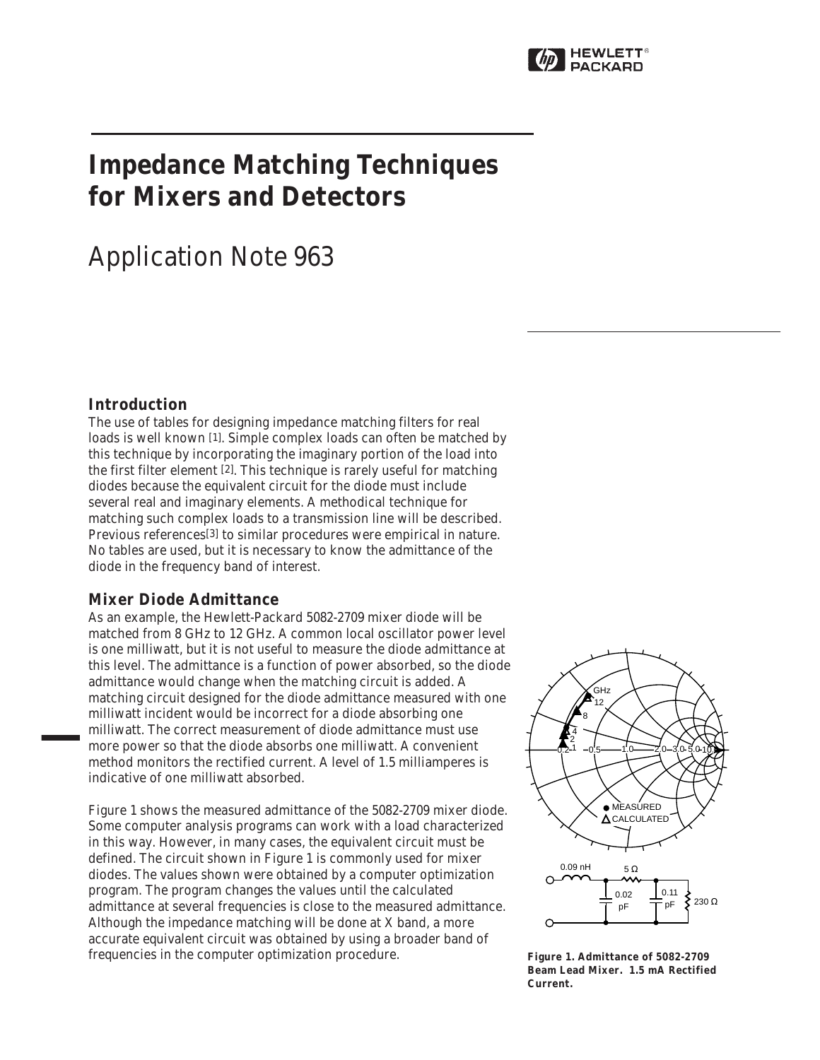# Impedance Matching Techniques for Mixers and Detectors

## Application Note 963

### Introduction

The use of tables for designing impedance matching filters for real loads is well known [1]. Simple complex loads can often be matched by this technique by incorporating the imaginary portion of the load into the first filter element [2]. This technique is rarely useful for matching diodes because the equivalent circuit for the diode must include several real and imaginary elements. A methodical technique for matching such complex loads to a transmission line will be described. Previous references[3] to similar procedures were empirical in nature. No tables are used, but it is necessary to know the admittance of the diode in the frequency band of interest.

### Mixer Diode Admittance

As an example, the Hewlett-Packard 5082-2709 mixer diode will be matched from 8 GHz to 12 GHz. A common local oscillator power level is one milliwatt, but it is not useful to measure the diode admittance at this level. The admittance is a function of power absorbed, so the diode admittance would change when the matching circuit is added. A matching circuit designed for the diode admittance measured with one milliwatt incident would be incorrect for a diode absorbing one milliwatt. The correct measurement of diode admittance must use more power so that the diode absorbs one milliwatt. A convenient method monitors the rectified current. A level of 1.5 milliamperes is indicative of one milliwatt absorbed.

Figure 1 shows the measured admittance of the 5082-2709 mixer diode. Some computer analysis programs can work with a load characterized in this way. However, in many cases, the equivalent circuit must be defined. The circuit shown in Figure 1 is commonly used for mixer diodes. The values shown were obtained by a computer optimization program. The program changes the values until the calculated admittance at several frequencies is close to the measured admittance. Although the impedance matching will be done at X band, a more accurate equivalent circuit was obtained by using a broader band of frequencies in the computer optimization procedure.

**Figure 1. Admittance of 5082-2709 Beam Lead Mixer. 1.5 mA Rectified Current.**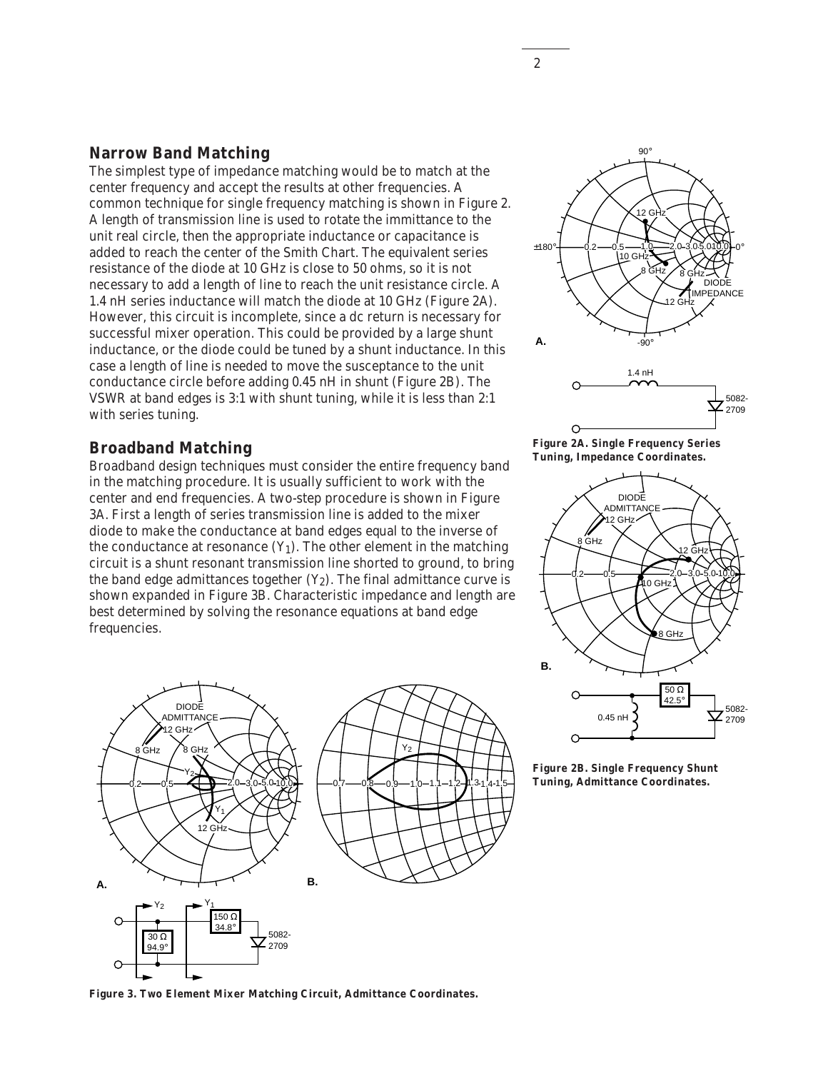## Narrow Band Matching

The simplest type of impedance matching would be to match at the center frequency and accept the results at other frequencies. A common technique for single frequency matching is shown in Figure 2. A length of transmission line is used to rotate the immittance to the unit real circle, then the appropriate inductance or capacitance is added to reach the center of the Smith Chart. The equivalent series resistance of the diode at 10 GHz is close to 50 ohms, so it is not necessary to add a length of line to reach the unit resistance circle. A 1.4 nH series inductance will match the diode at 10 GHz (Figure 2A). However, this circuit is incomplete, since a dc return is necessary for successful mixer operation. This could be provided by a large shunt inductance, or the diode could be tuned by a shunt inductance. In this case a length of line is needed to move the susceptance to the unit conductance circle before adding 0.45 nH in shunt (Figure 2B). The VSWR at band edges is 3:1 with shunt tuning, while it is less than 2:1 with series tuning.

## Broadband Matching

Broadband design techniques must consider the entire frequency band in the matching procedure. It is usually sufficient to work with the center and end frequencies. A two-step procedure is shown in Figure 3A. First a length of series transmission line is added to the mixer diode to make the conductance at band edges equal to the inverse of the conductance at resonance ($Y_1$). The other element in the matching circuit is a shunt resonant transmission line shorted to ground, to bring the band edge admittances together ($Y_2$). The final admittance curve is shown expanded in Figure 3B. Characteristic impedance and length are best determined by solving the resonance equations at band edge frequencies.

**Figure 2A. Single Frequency Series Tuning, Impedance Coordinates.**

**Figure 2B. Single Frequency Shunt Tuning, Admittance Coordinates.**

**Figure 3. Two Element Mixer Matching Circuit, Admittance Coordinates.**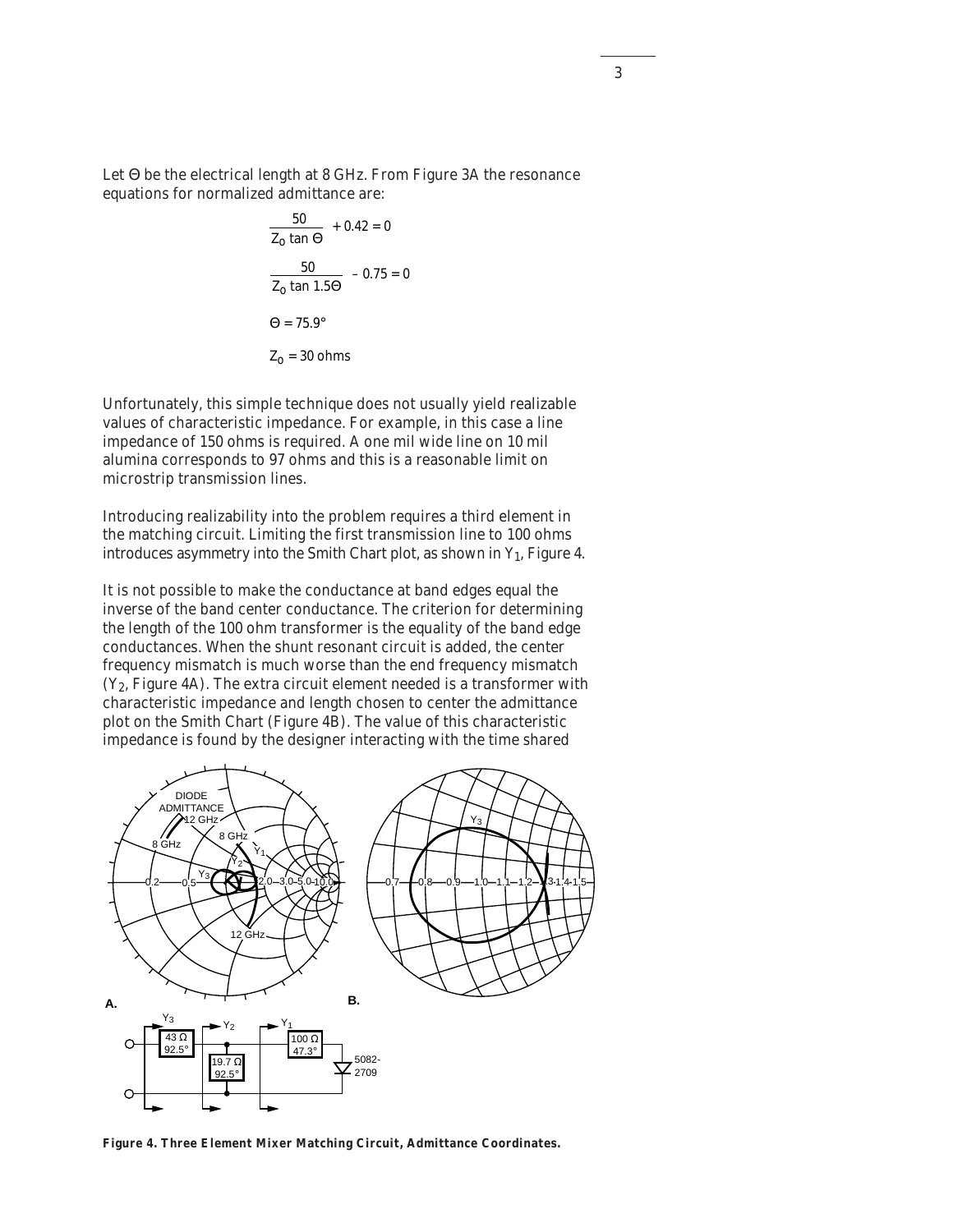Let Θ be the electrical length at 8 GHz. From Figure 3A the resonance equations for normalized admittance are:

$$\frac{50}{Z_0 \tan \Theta} + 0.42 = 0$$

$$\frac{50}{Z_0 \tan 1.5\Theta} - 0.75 = 0$$

$$\Theta = 75.9°$$

$$Z_0 = 30 \text{ ohms}$$

Unfortunately, this simple technique does not usually yield realizable values of characteristic impedance. For example, in this case a line impedance of 150 ohms is required. A one mil wide line on 10 mil alumina corresponds to 97 ohms and this is a reasonable limit on microstrip transmission lines.

Introducing realizability into the problem requires a third element in the matching circuit. Limiting the first transmission line to 100 ohms introduces asymmetry into the Smith Chart plot, as shown in $Y_1$, Figure 4.

It is not possible to make the conductance at band edges equal the inverse of the band center conductance. The criterion for determining the length of the 100 ohm transformer is the equality of the band edge conductances. When the shunt resonant circuit is added, the center frequency mismatch is much worse than the end frequency mismatch ($Y_2$, Figure 4A). The extra circuit element needed is a transformer with characteristic impedance and length chosen to center the admittance plot on the Smith Chart (Figure 4B). The value of this characteristic impedance is found by the designer interacting with the time shared

**Figure 4. Three Element Mixer Matching Circuit, Admittance Coordinates.**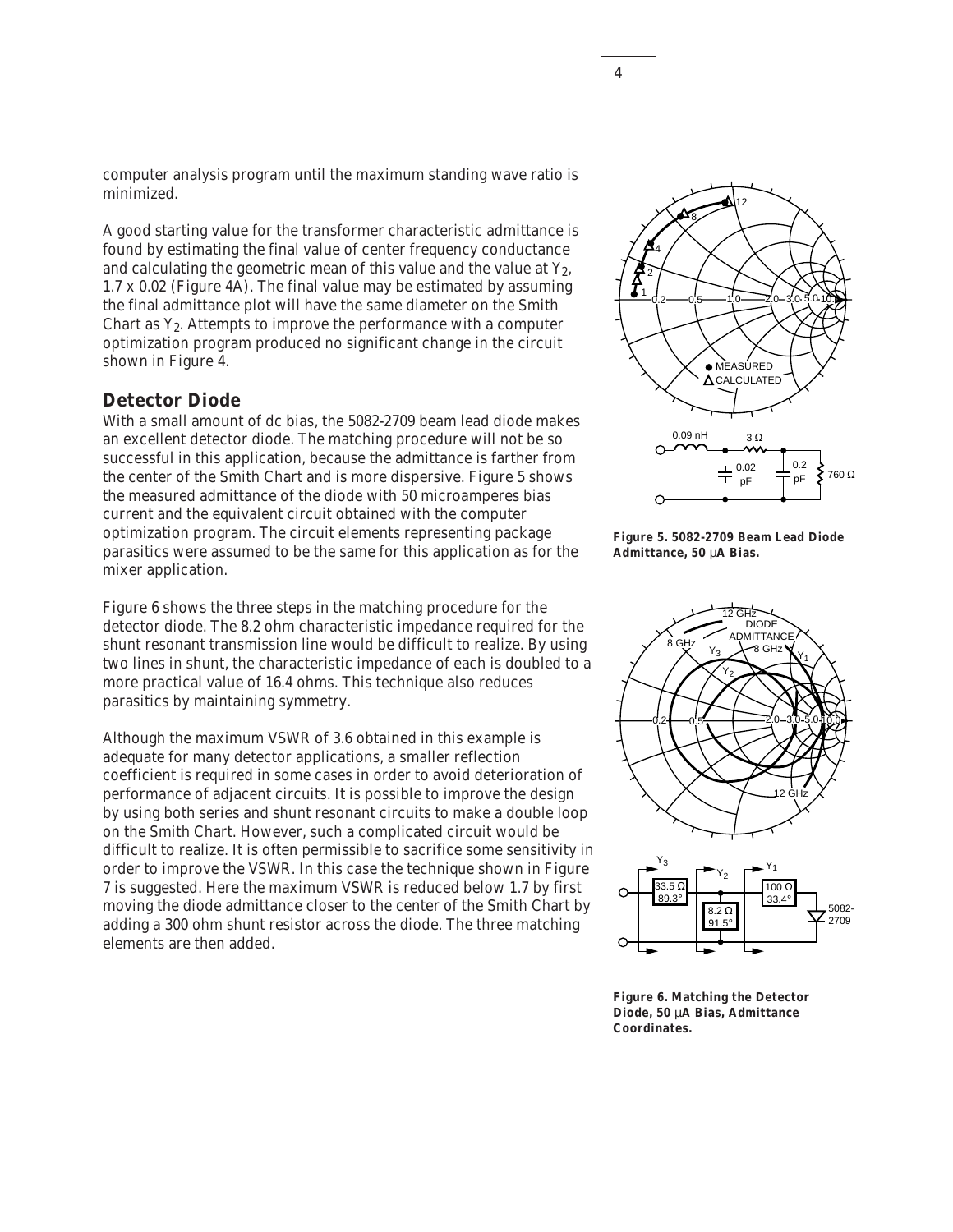computer analysis program until the maximum standing wave ratio is minimized.

A good starting value for the transformer characteristic admittance is found by estimating the final value of center frequency conductance and calculating the geometric mean of this value and the value at $Y_2$, 1.7 x 0.02 (Figure 4A). The final value may be estimated by assuming the final admittance plot will have the same diameter on the Smith Chart as $Y_2$. Attempts to improve the performance with a computer optimization program produced no significant change in the circuit shown in Figure 4.

## Detector Diode

With a small amount of dc bias, the 5082-2709 beam lead diode makes an excellent detector diode. The matching procedure will not be so successful in this application, because the admittance is farther from the center of the Smith Chart and is more dispersive. Figure 5 shows the measured admittance of the diode with 50 microamperes bias current and the equivalent circuit obtained with the computer optimization program. The circuit elements representing package parasitics were assumed to be the same for this application as for the mixer application.

Figure 6 shows the three steps in the matching procedure for the detector diode. The 8.2 ohm characteristic impedance required for the shunt resonant transmission line would be difficult to realize. By using two lines in shunt, the characteristic impedance of each is doubled to a more practical value of 16.4 ohms. This technique also reduces parasitics by maintaining symmetry.

Although the maximum VSWR of 3.6 obtained in this example is adequate for many detector applications, a smaller reflection coefficient is required in some cases in order to avoid deterioration of performance of adjacent circuits. It is possible to improve the design by using both series and shunt resonant circuits to make a double loop on the Smith Chart. However, such a complicated circuit would be difficult to realize. It is often permissible to sacrifice some sensitivity in order to improve the VSWR. In this case the technique shown in Figure 7 is suggested. Here the maximum VSWR is reduced below 1.7 by first moving the diode admittance closer to the center of the Smith Chart by adding a 300 ohm shunt resistor across the diode. The three matching elements are then added.

**Figure 5. 5082-2709 Beam Lead Diode Admittance, 50 µA Bias.**

**Figure 6. Matching the Detector Diode, 50 µA Bias, Admittance Coordinates.**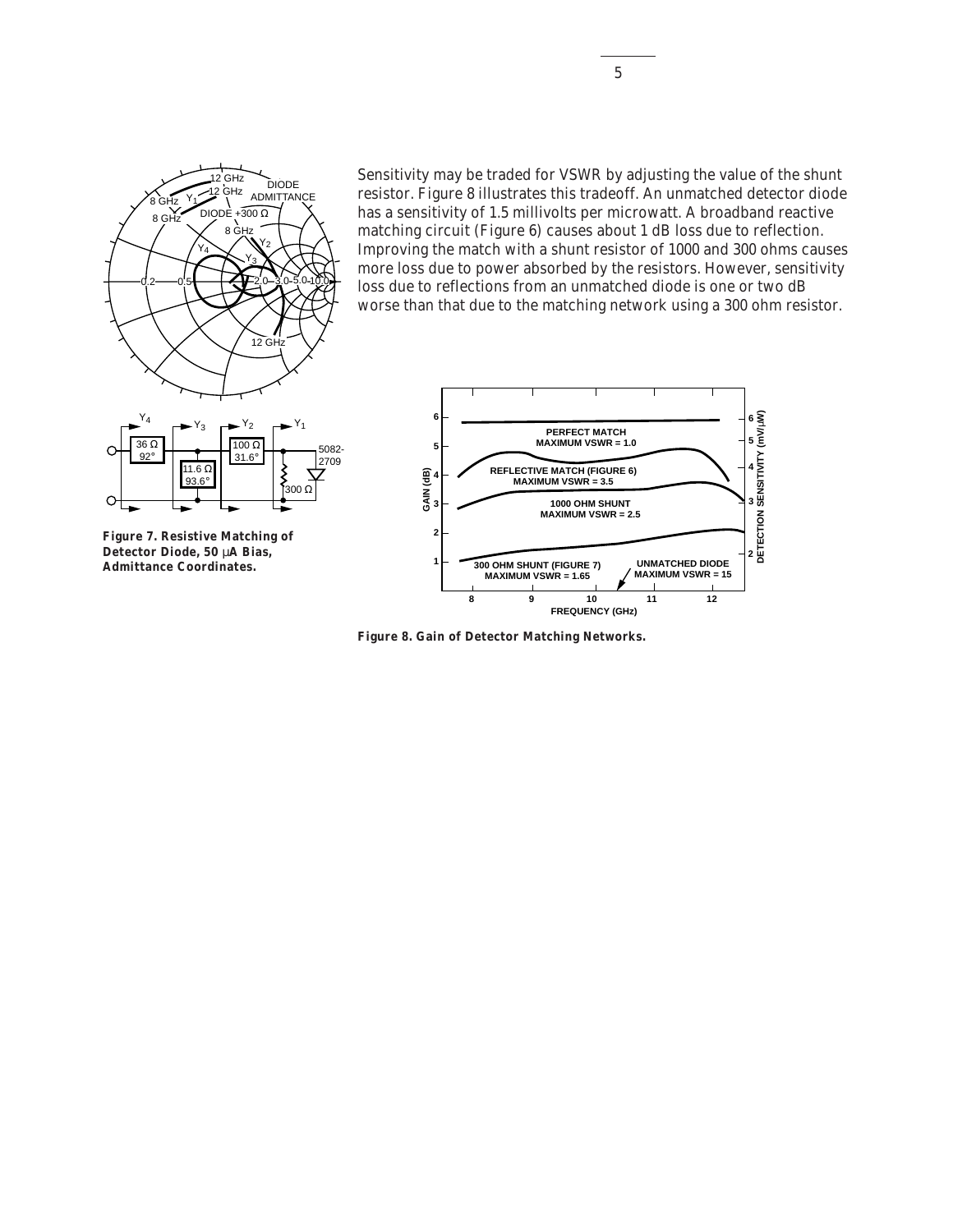Sensitivity may be traded for VSWR by adjusting the value of the shunt resistor. Figure 8 illustrates this tradeoff. An unmatched detector diode has a sensitivity of 1.5 millivolts per microwatt. A broadband reactive matching circuit (Figure 6) causes about 1 dB loss due to reflection. Improving the match with a shunt resistor of 1000 and 300 ohms causes more loss due to power absorbed by the resistors. However, sensitivity loss due to reflections from an unmatched diode is one or two dB worse than that due to the matching network using a 300 ohm resistor.

**Figure 7. Resistive Matching of Detector Diode, 50 μA Bias, Admittance Coordinates.**

**Figure 8. Gain of Detector Matching Networks.**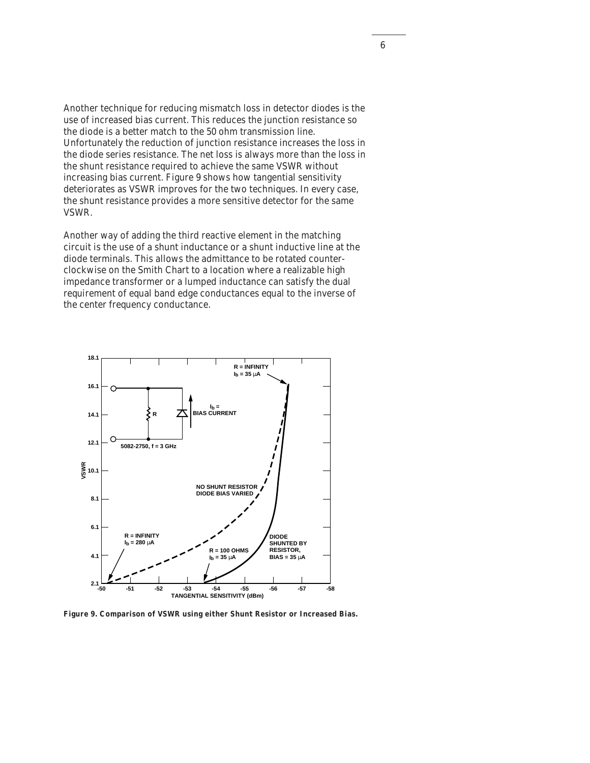Another technique for reducing mismatch loss in detector diodes is the use of increased bias current. This reduces the junction resistance so the diode is a better match to the 50 ohm transmission line. Unfortunately the reduction of junction resistance increases the loss in the diode series resistance. The net loss is always more than the loss in the shunt resistance required to achieve the same VSWR without increasing bias current. Figure 9 shows how tangential sensitivity deteriorates as VSWR improves for the two techniques. In every case, the shunt resistance provides a more sensitive detector for the same VSWR.

Another way of adding the third reactive element in the matching circuit is the use of a shunt inductance or a shunt inductive line at the diode terminals. This allows the admittance to be rotated counter-clockwise on the Smith Chart to a location where a realizable high impedance transformer or a lumped inductance can satisfy the dual requirement of equal band edge conductances equal to the inverse of the center frequency conductance.

**Figure 9. Comparison of VSWR using either Shunt Resistor or Increased Bias.**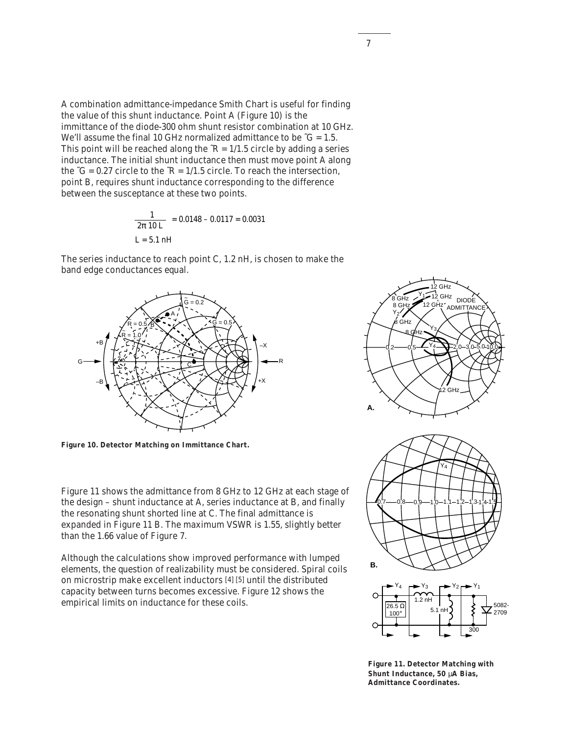A combination admittance-impedance Smith Chart is useful for finding the value of this shunt inductance. Point A (Figure 10) is the immittance of the diode-300 ohm shunt resistor combination at 10 GHz. We'll assume the final 10 GHz normalized admittance to be $\tilde{G} = 1.5$. This point will be reached along the $\tilde{R} = 1/1.5$ circle by adding a series inductance. The initial shunt inductance then must move point A along the $\tilde{G} = 0.27$ circle to the $\tilde{R} = 1/1.5$ circle. To reach the intersection, point B, requires shunt inductance corresponding to the difference between the susceptance at these two points.

$$\frac{1}{2\pi\, 10\, L} = 0.0148 - 0.0117 = 0.0031$$

$$L = 5.1 \text{ nH}$$

The series inductance to reach point C, 1.2 nH, is chosen to make the band edge conductances equal.

**Figure 10. Detector Matching on Immittance Chart.**

Figure 11 shows the admittance from 8 GHz to 12 GHz at each stage of the design – shunt inductance at A, series inductance at B, and finally the resonating shunt shorted line at C. The final admittance is expanded in Figure 11 B. The maximum VSWR is 1.55, slightly better than the 1.66 value of Figure 7.

Although the calculations show improved performance with lumped elements, the question of realizability must be considered. Spiral coils on microstrip make excellent inductors [4] [5] until the distributed capacity between turns becomes excessive. Figure 12 shows the empirical limits on inductance for these coils.

**Figure 11. Detector Matching with Shunt Inductance, 50 µA Bias, Admittance Coordinates.**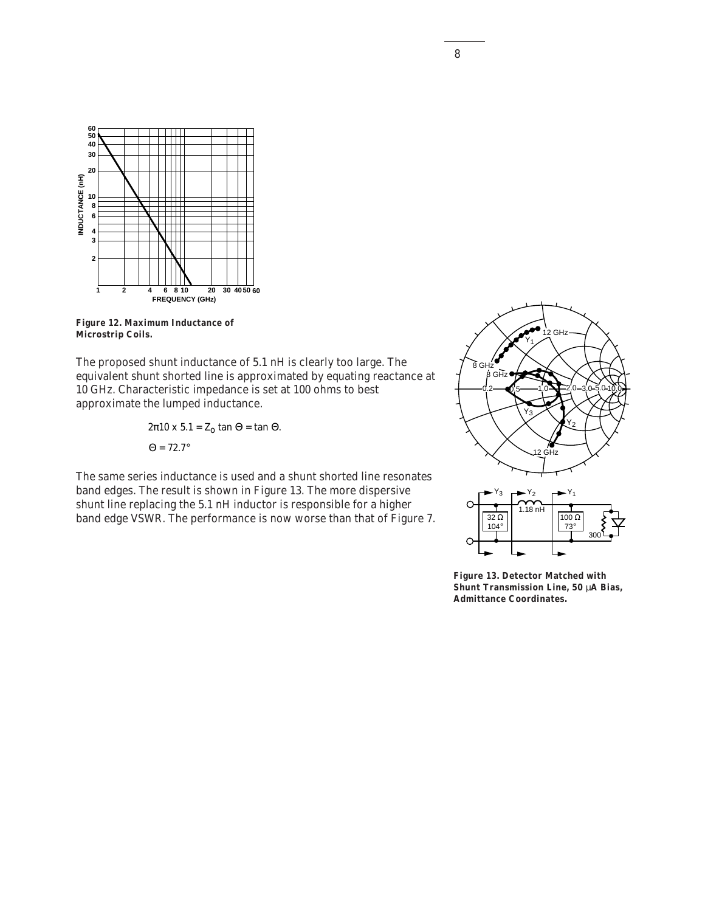**Figure 12. Maximum Inductance of Microstrip Coils.**

The proposed shunt inductance of 5.1 nH is clearly too large. The equivalent shunt shorted line is approximated by equating reactance at 10 GHz. Characteristic impedance is set at 100 ohms to best approximate the lumped inductance.

$$2\pi 10 \times 5.1 = Z_0 \tan \Theta = \tan \Theta.$$

$$\Theta = 72.7°$$

The same series inductance is used and a shunt shorted line resonates band edges. The result is shown in Figure 13. The more dispersive shunt line replacing the 5.1 nH inductor is responsible for a higher band edge VSWR. The performance is now worse than that of Figure 7.

**Figure 13. Detector Matched with Shunt Transmission Line, 50 µA Bias, Admittance Coordinates.**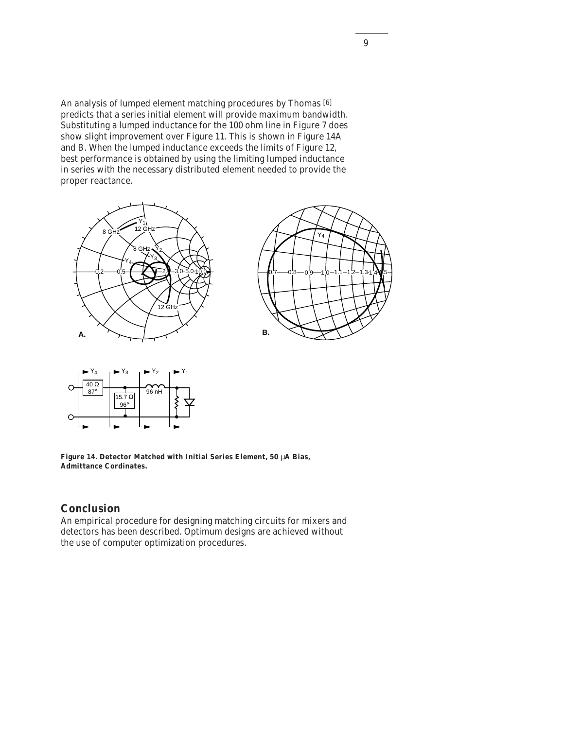An analysis of lumped element matching procedures by Thomas [6] predicts that a series initial element will provide maximum bandwidth. Substituting a lumped inductance for the 100 ohm line in Figure 7 does show slight improvement over Figure 11. This is shown in Figure 14A and B. When the lumped inductance exceeds the limits of Figure 12, best performance is obtained by using the limiting lumped inductance in series with the necessary distributed element needed to provide the proper reactance.

**Figure 14. Detector Matched with Initial Series Element, 50 µA Bias, Admittance Cordinates.**

## Conclusion

An empirical procedure for designing matching circuits for mixers and detectors has been described. Optimum designs are achieved without the use of computer optimization procedures.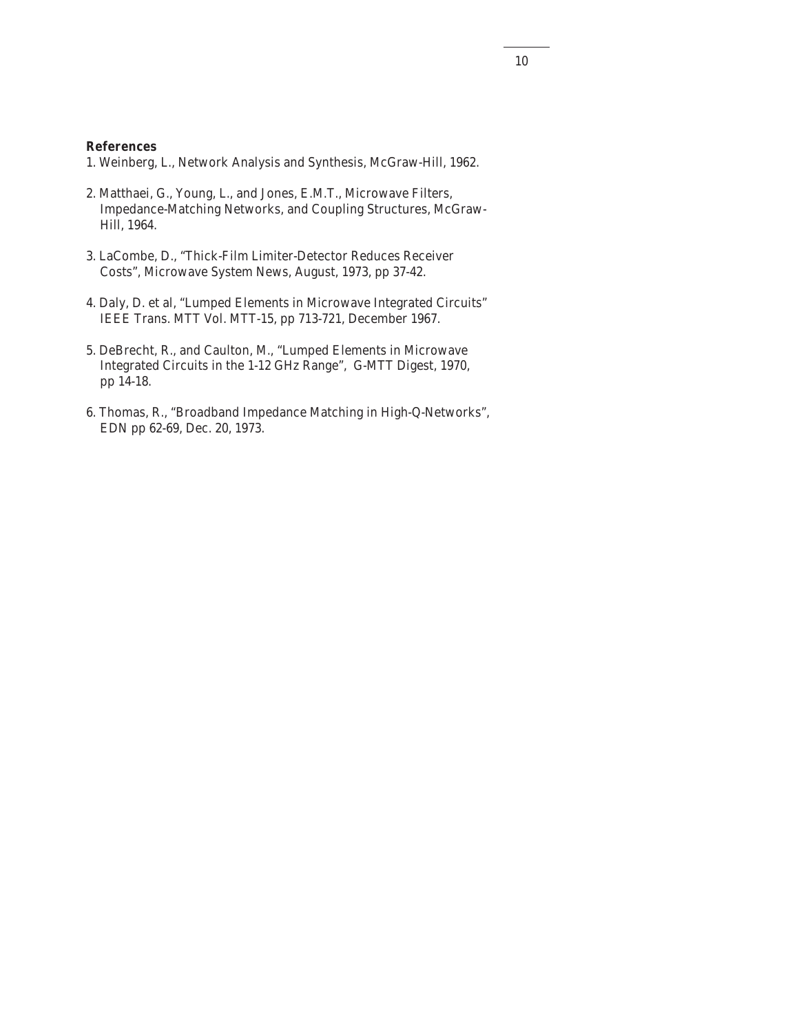**References**

1. Weinberg, L., Network Analysis and Synthesis, McGraw-Hill, 1962.
2. Matthaei, G., Young, L., and Jones, E.M.T., Microwave Filters, Impedance-Matching Networks, and Coupling Structures, McGraw-Hill, 1964.
3. LaCombe, D., "Thick-Film Limiter-Detector Reduces Receiver Costs", Microwave System News, August, 1973, pp 37-42.
4. Daly, D. et al, "Lumped Elements in Microwave Integrated Circuits" IEEE Trans. MTT Vol. MTT-15, pp 713-721, December 1967.
5. DeBrecht, R., and Caulton, M., "Lumped Elements in Microwave Integrated Circuits in the 1-12 GHz Range", G-MTT Digest, 1970, pp 14-18.
6. Thomas, R., "Broadband Impedance Matching in High-Q-Networks", EDN pp 62-69, Dec. 20, 1973.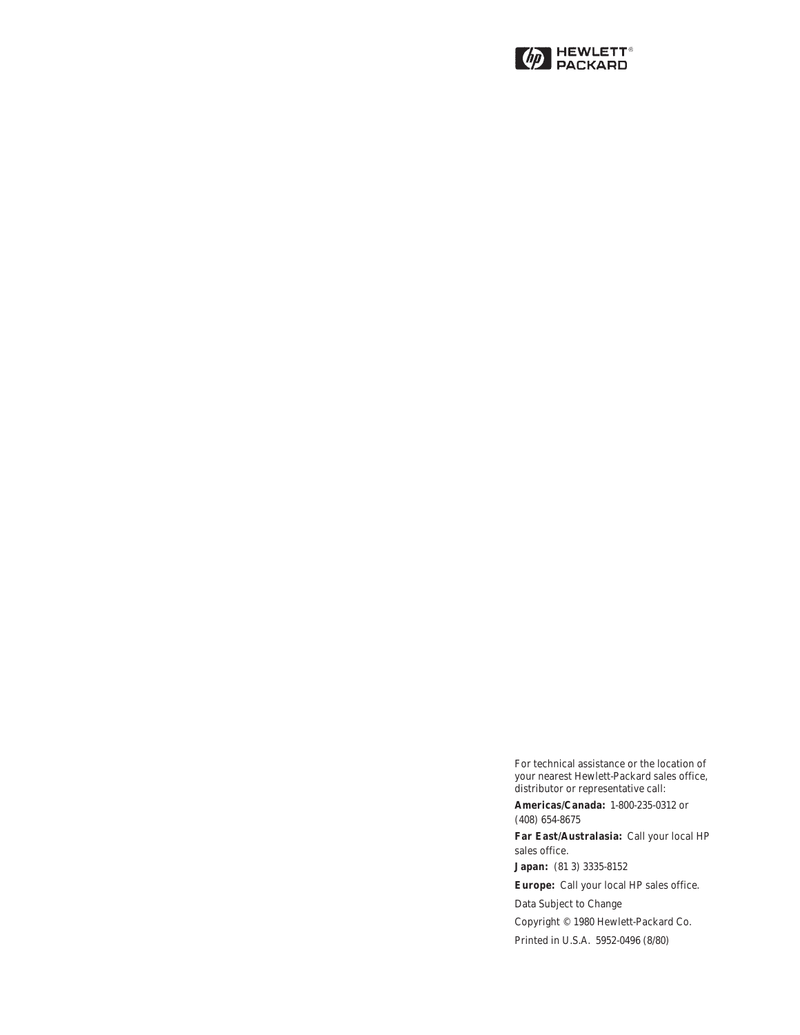HEWLETT PACKARD

For technical assistance or the location of your nearest Hewlett-Packard sales office, distributor or representative call:

**Americas/Canada:** 1-800-235-0312 or (408) 654-8675

**Far East/Australasia:** Call your local HP sales office.

**Japan:** (81 3) 3335-8152

**Europe:** Call your local HP sales office.

Data Subject to Change

Copyright © 1980 Hewlett-Packard Co.

Printed in U.S.A. 5952-0496 (8/80)